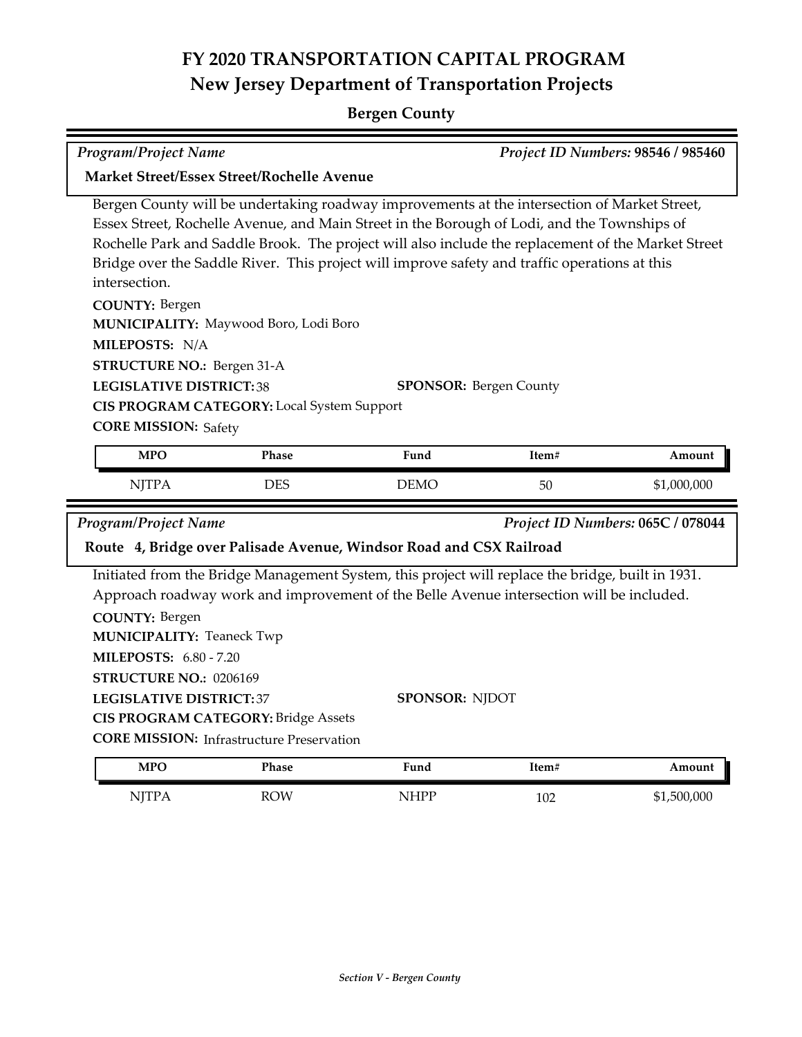# FY 2020 TRANSPORTATION CAPITAL PROGRAM
## New Jersey Department of Transportation Projects

### Bergen County

*Program/Project Name* — *Project ID Numbers:* **98546 / 985460**

**Market Street/Essex Street/Rochelle Avenue**

Bergen County will be undertaking roadway improvements at the intersection of Market Street, Essex Street, Rochelle Avenue, and Main Street in the Borough of Lodi, and the Townships of Rochelle Park and Saddle Brook. The project will also include the replacement of the Market Street Bridge over the Saddle River. This project will improve safety and traffic operations at this intersection.

**COUNTY:** Bergen
**MUNICIPALITY:** Maywood Boro, Lodi Boro
**MILEPOSTS:** N/A
**STRUCTURE NO.:** Bergen 31-A
**LEGISLATIVE DISTRICT:** 38
**SPONSOR:** Bergen County
**CIS PROGRAM CATEGORY:** Local System Support
**CORE MISSION:** Safety

| MPO | Phase | Fund | Item# | Amount |
|---|---|---|---|---|
| NJTPA | DES | DEMO | 50 | $1,000,000 |

*Program/Project Name* — *Project ID Numbers:* **065C / 078044**

**Route 4, Bridge over Palisade Avenue, Windsor Road and CSX Railroad**

Initiated from the Bridge Management System, this project will replace the bridge, built in 1931. Approach roadway work and improvement of the Belle Avenue intersection will be included.

**COUNTY:** Bergen
**MUNICIPALITY:** Teaneck Twp
**MILEPOSTS:** 6.80 - 7.20
**STRUCTURE NO.:** 0206169
**LEGISLATIVE DISTRICT:** 37
**SPONSOR:** NJDOT
**CIS PROGRAM CATEGORY:** Bridge Assets
**CORE MISSION:** Infrastructure Preservation

| MPO | Phase | Fund | Item# | Amount |
|---|---|---|---|---|
| NJTPA | ROW | NHPP | 102 | $1,500,000 |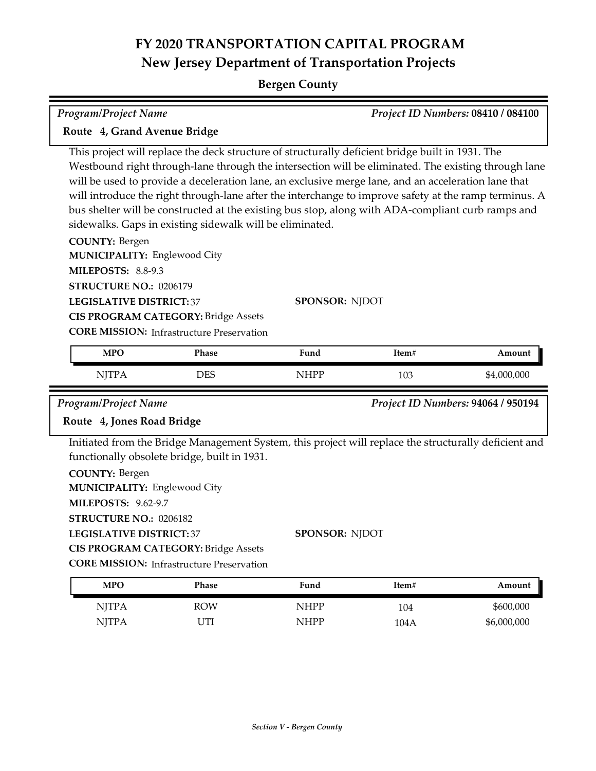# FY 2020 TRANSPORTATION CAPITAL PROGRAM
## New Jersey Department of Transportation Projects

**Bergen County**

*Program/Project Name* — *Project ID Numbers:* **08410 / 084100**

### Route 4, Grand Avenue Bridge

This project will replace the deck structure of structurally deficient bridge built in 1931. The Westbound right through-lane through the intersection will be eliminated. The existing through lane will be used to provide a deceleration lane, an exclusive merge lane, and an acceleration lane that will introduce the right through-lane after the interchange to improve safety at the ramp terminus. A bus shelter will be constructed at the existing bus stop, along with ADA-compliant curb ramps and sidewalks. Gaps in existing sidewalk will be eliminated.

**COUNTY:** Bergen
**MUNICIPALITY:** Englewood City
**MILEPOSTS:** 8.8-9.3
**STRUCTURE NO.:** 0206179
**LEGISLATIVE DISTRICT:** 37
**SPONSOR:** NJDOT
**CIS PROGRAM CATEGORY:** Bridge Assets
**CORE MISSION:** Infrastructure Preservation

| MPO | Phase | Fund | Item# | Amount |
|---|---|---|---|---|
| NJTPA | DES | NHPP | 103 | $4,000,000 |

*Program/Project Name* — *Project ID Numbers:* **94064 / 950194**

### Route 4, Jones Road Bridge

Initiated from the Bridge Management System, this project will replace the structurally deficient and functionally obsolete bridge, built in 1931.

**COUNTY:** Bergen
**MUNICIPALITY:** Englewood City
**MILEPOSTS:** 9.62-9.7
**STRUCTURE NO.:** 0206182
**LEGISLATIVE DISTRICT:** 37
**SPONSOR:** NJDOT
**CIS PROGRAM CATEGORY:** Bridge Assets
**CORE MISSION:** Infrastructure Preservation

| MPO | Phase | Fund | Item# | Amount |
|---|---|---|---|---|
| NJTPA | ROW | NHPP | 104 | $600,000 |
| NJTPA | UTI | NHPP | 104A | $6,000,000 |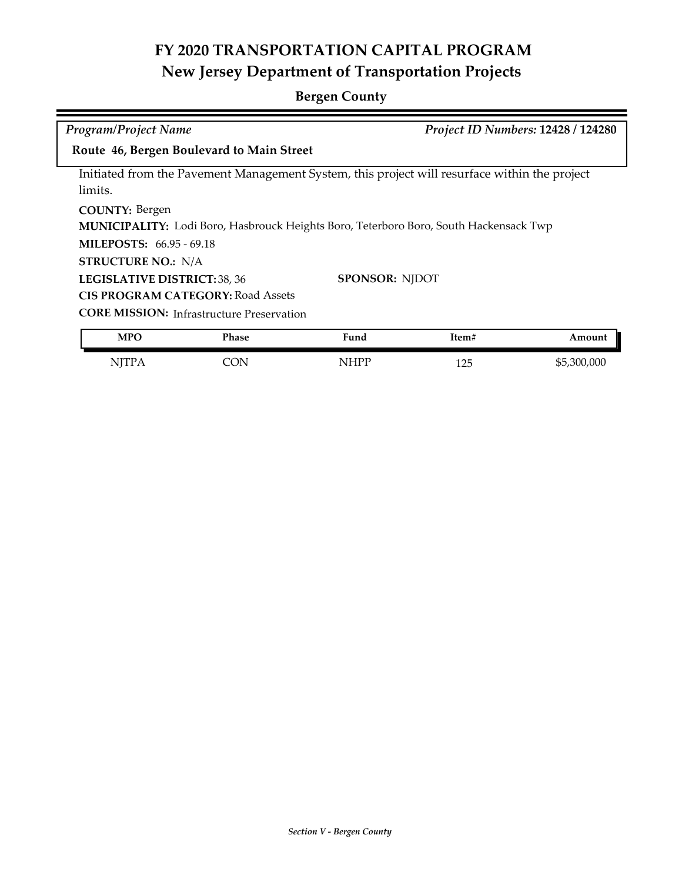# FY 2020 TRANSPORTATION CAPITAL PROGRAM
## New Jersey Department of Transportation Projects

### Bergen County

*Program/Project Name* — *Project ID Numbers:* **12428 / 124280**

**Route 46, Bergen Boulevard to Main Street**

Initiated from the Pavement Management System, this project will resurface within the project limits.

**COUNTY:** Bergen
**MUNICIPALITY:** Lodi Boro, Hasbrouck Heights Boro, Teterboro Boro, South Hackensack Twp
**MILEPOSTS:** 66.95 - 69.18
**STRUCTURE NO.:** N/A
**LEGISLATIVE DISTRICT:** 38, 36
**SPONSOR:** NJDOT
**CIS PROGRAM CATEGORY:** Road Assets
**CORE MISSION:** Infrastructure Preservation

| MPO | Phase | Fund | Item# | Amount |
|---|---|---|---|---|
| NJTPA | CON | NHPP | 125 | $5,300,000 |